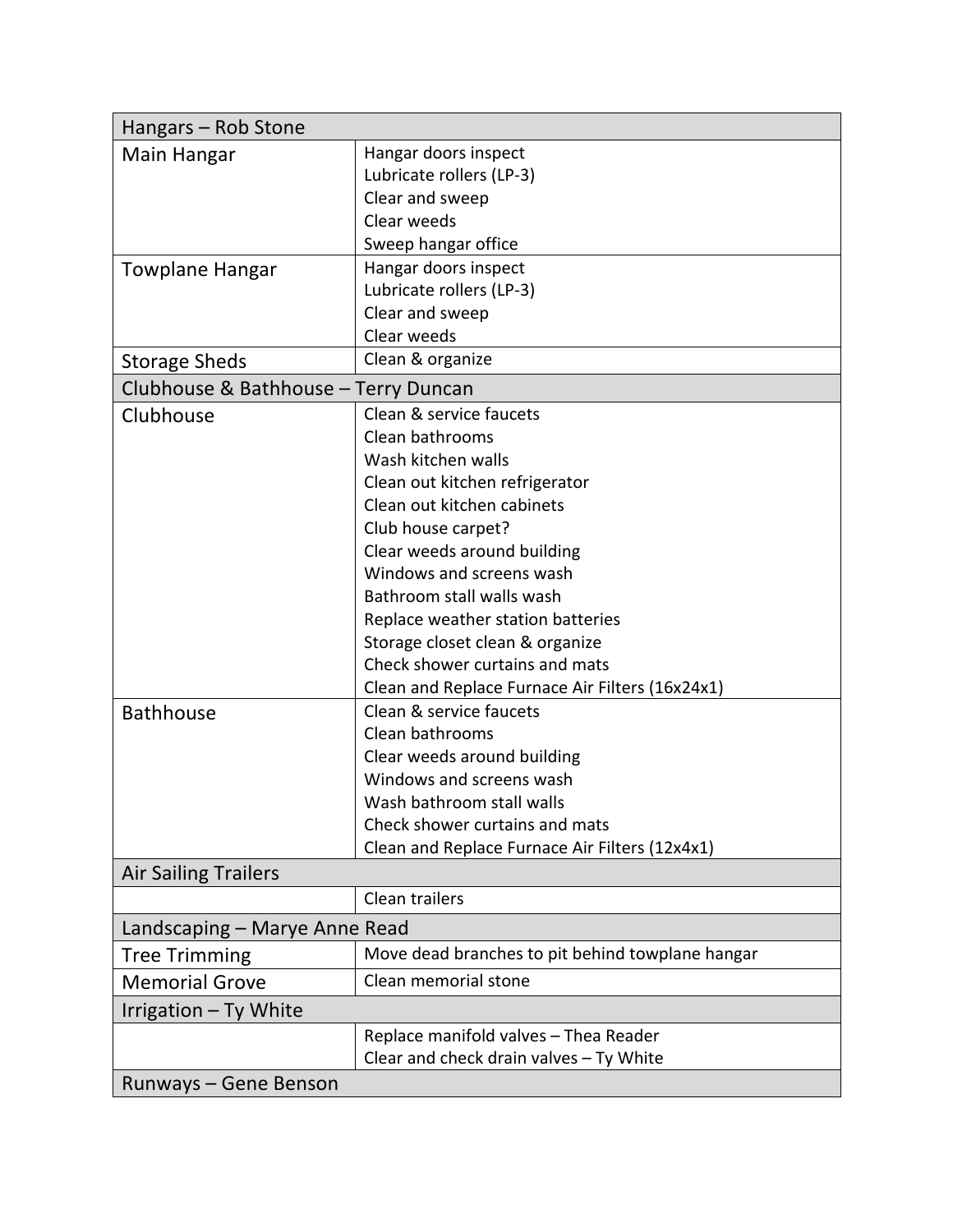| Hangars – Rob Stone | |
|---|---|
| Main Hangar | Hangar doors inspect<br>Lubricate rollers (LP-3)<br>Clear and sweep<br>Clear weeds<br>Sweep hangar office |
| Towplane Hangar | Hangar doors inspect<br>Lubricate rollers (LP-3)<br>Clear and sweep<br>Clear weeds |
| Storage Sheds | Clean & organize |
| **Clubhouse & Bathhouse – Terry Duncan** | |
| Clubhouse | Clean & service faucets<br>Clean bathrooms<br>Wash kitchen walls<br>Clean out kitchen refrigerator<br>Clean out kitchen cabinets<br>Club house carpet?<br>Clear weeds around building<br>Windows and screens wash<br>Bathroom stall walls wash<br>Replace weather station batteries<br>Storage closet clean & organize<br>Check shower curtains and mats<br>Clean and Replace Furnace Air Filters (16x24x1) |
| Bathhouse | Clean & service faucets<br>Clean bathrooms<br>Clear weeds around building<br>Windows and screens wash<br>Wash bathroom stall walls<br>Check shower curtains and mats<br>Clean and Replace Furnace Air Filters (12x4x1) |
| **Air Sailing Trailers** | |
| | Clean trailers |
| **Landscaping – Marye Anne Read** | |
| Tree Trimming | Move dead branches to pit behind towplane hangar |
| Memorial Grove | Clean memorial stone |
| **Irrigation – Ty White** | |
| | Replace manifold valves – Thea Reader<br>Clear and check drain valves – Ty White |
| **Runways – Gene Benson** | |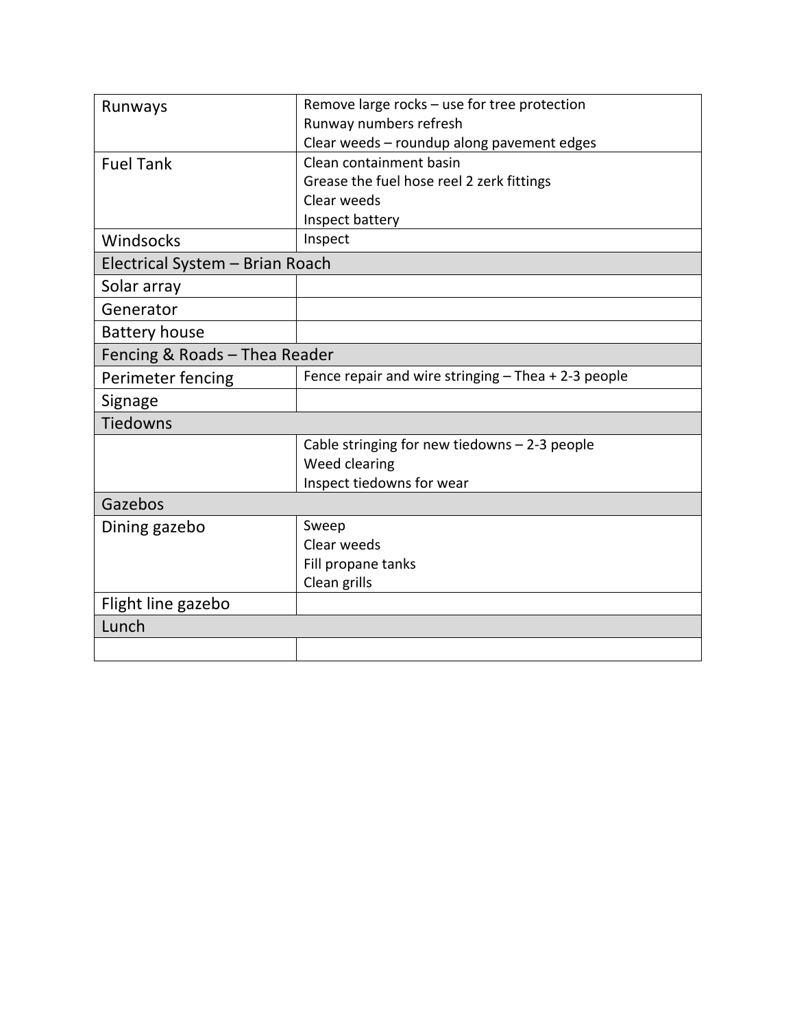| | |
|---|---|
| Runways | Remove large rocks – use for tree protection<br>Runway numbers refresh<br>Clear weeds – roundup along pavement edges |
| Fuel Tank | Clean containment basin<br>Grease the fuel hose reel 2 zerk fittings<br>Clear weeds<br>Inspect battery |
| Windsocks | Inspect |
| **Electrical System – Brian Roach** | |
| Solar array | |
| Generator | |
| Battery house | |
| **Fencing & Roads – Thea Reader** | |
| Perimeter fencing | Fence repair and wire stringing – Thea + 2-3 people |
| Signage | |
| **Tiedowns** | |
| | Cable stringing for new tiedowns – 2-3 people<br>Weed clearing<br>Inspect tiedowns for wear |
| **Gazebos** | |
| Dining gazebo | Sweep<br>Clear weeds<br>Fill propane tanks<br>Clean grills |
| Flight line gazebo | |
| **Lunch** | |
| | |